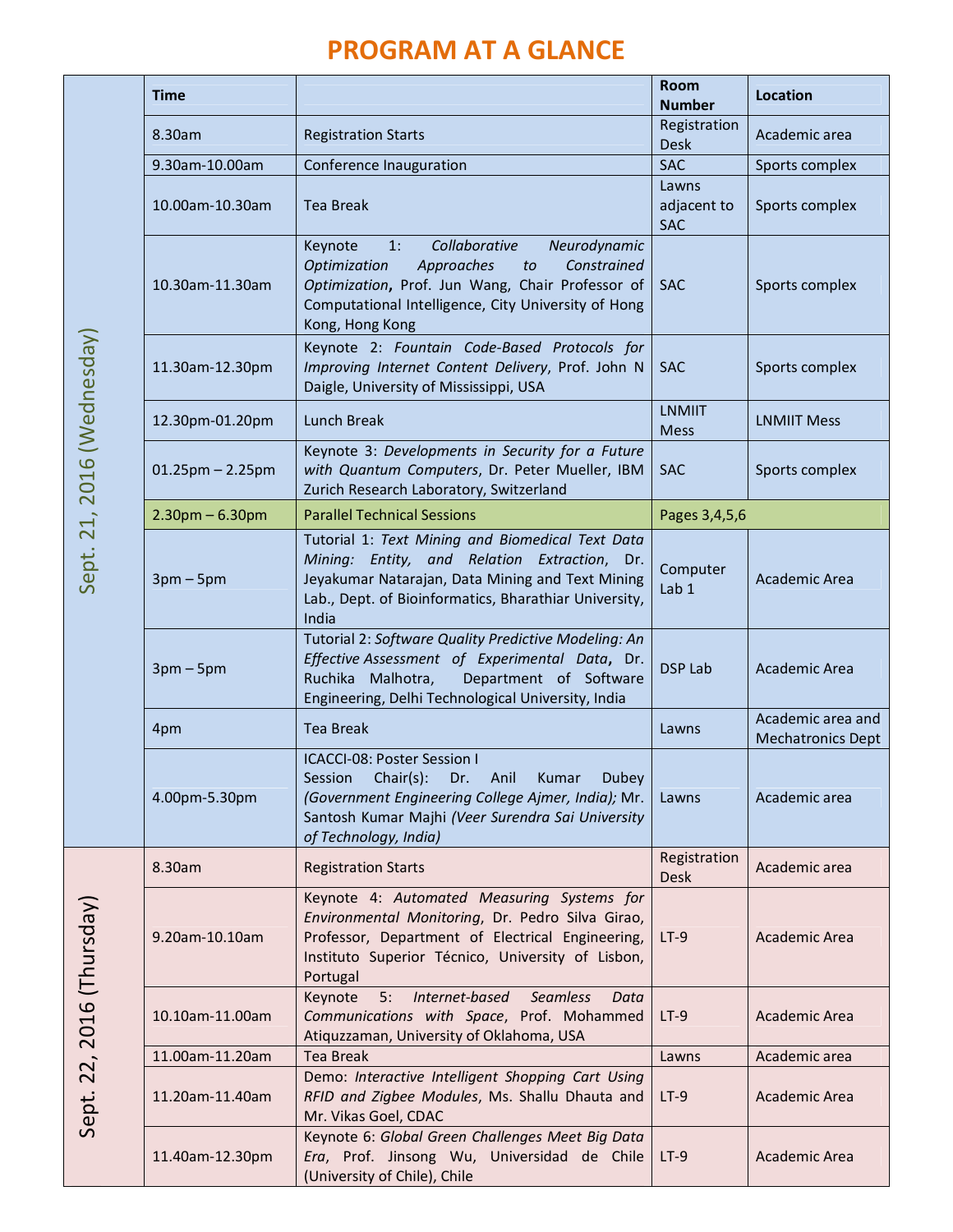# PROGRAM AT A GLANCE

| | Time | | Room Number | Location |
|---|---|---|---|---|
| Sept. 21, 2016 (Wednesday) | 8.30am | Registration Starts | Registration Desk | Academic area |
| | 9.30am-10.00am | Conference Inauguration | SAC | Sports complex |
| | 10.00am-10.30am | Tea Break | Lawns adjacent to SAC | Sports complex |
| | 10.30am-11.30am | Keynote 1: *Collaborative Neurodynamic Optimization Approaches to Constrained Optimization*, Prof. Jun Wang, Chair Professor of Computational Intelligence, City University of Hong Kong, Hong Kong | SAC | Sports complex |
| | 11.30am-12.30pm | Keynote 2: *Fountain Code-Based Protocols for Improving Internet Content Delivery*, Prof. John N Daigle, University of Mississippi, USA | SAC | Sports complex |
| | 12.30pm-01.20pm | Lunch Break | LNMIIT Mess | LNMIIT Mess |
| | 01.25pm – 2.25pm | Keynote 3: *Developments in Security for a Future with Quantum Computers*, Dr. Peter Mueller, IBM Zurich Research Laboratory, Switzerland | SAC | Sports complex |
| | 2.30pm – 6.30pm | Parallel Technical Sessions | Pages 3,4,5,6 | |
| | 3pm – 5pm | Tutorial 1: *Text Mining and Biomedical Text Data Mining: Entity, and Relation Extraction*, Dr. Jeyakumar Natarajan, Data Mining and Text Mining Lab., Dept. of Bioinformatics, Bharathiar University, India | Computer Lab 1 | Academic Area |
| | 3pm – 5pm | Tutorial 2: *Software Quality Predictive Modeling: An Effective Assessment of Experimental Data*, Dr. Ruchika Malhotra, Department of Software Engineering, Delhi Technological University, India | DSP Lab | Academic Area |
| | 4pm | Tea Break | Lawns | Academic area and Mechatronics Dept |
| | 4.00pm-5.30pm | ICACCI-08: Poster Session I<br>Session Chair(s): Dr. Anil Kumar Dubey *(Government Engineering College Ajmer, India);* Mr. Santosh Kumar Majhi *(Veer Surendra Sai University of Technology, India)* | Lawns | Academic area |
| Sept. 22, 2016 (Thursday) | 8.30am | Registration Starts | Registration Desk | Academic area |
| | 9.20am-10.10am | Keynote 4: *Automated Measuring Systems for Environmental Monitoring*, Dr. Pedro Silva Girao, Professor, Department of Electrical Engineering, Instituto Superior Técnico, University of Lisbon, Portugal | LT-9 | Academic Area |
| | 10.10am-11.00am | Keynote 5: *Internet-based Seamless Data Communications with Space*, Prof. Mohammed Atiquzzaman, University of Oklahoma, USA | LT-9 | Academic Area |
| | 11.00am-11.20am | Tea Break | Lawns | Academic area |
| | 11.20am-11.40am | Demo: *Interactive Intelligent Shopping Cart Using RFID and Zigbee Modules*, Ms. Shallu Dhauta and Mr. Vikas Goel, CDAC | LT-9 | Academic Area |
| | 11.40am-12.30pm | Keynote 6: *Global Green Challenges Meet Big Data Era*, Prof. Jinsong Wu, Universidad de Chile (University of Chile), Chile | LT-9 | Academic Area |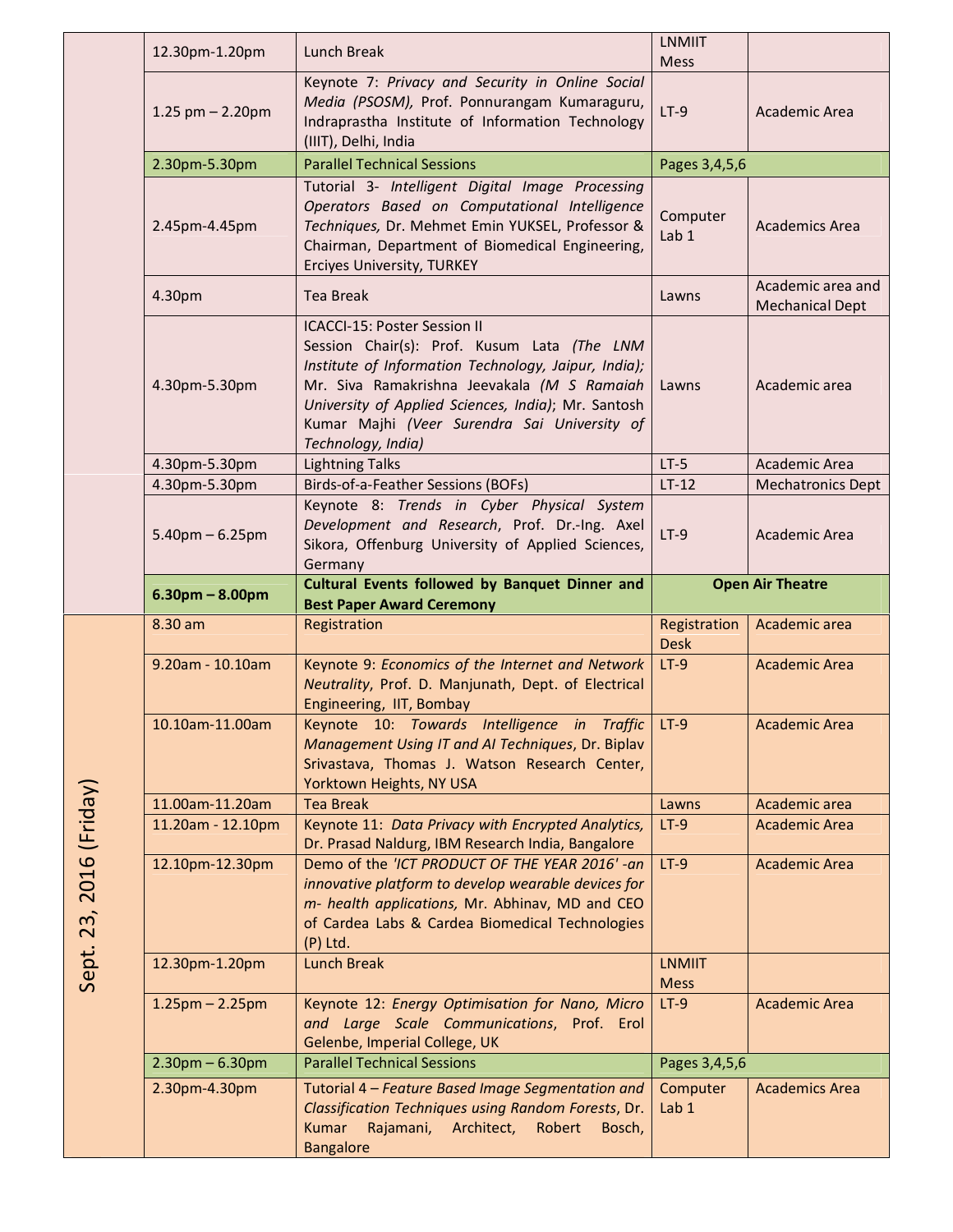| Date | Time | Event | Venue | Location |
|---|---|---|---|---|
| | 12.30pm-1.20pm | Lunch Break | LNMIIT Mess | |
| | 1.25 pm – 2.20pm | Keynote 7: *Privacy and Security in Online Social Media (PSOSM),* Prof. Ponnurangam Kumaraguru, Indraprastha Institute of Information Technology (IIIT), Delhi, India | LT-9 | Academic Area |
| | 2.30pm-5.30pm | Parallel Technical Sessions | Pages 3,4,5,6 | |
| | 2.45pm-4.45pm | Tutorial 3- *Intelligent Digital Image Processing Operators Based on Computational Intelligence Techniques,* Dr. Mehmet Emin YUKSEL, Professor & Chairman, Department of Biomedical Engineering, Erciyes University, TURKEY | Computer Lab 1 | Academics Area |
| | 4.30pm | Tea Break | Lawns | Academic area and Mechanical Dept |
| | 4.30pm-5.30pm | ICACCI-15: Poster Session II<br>Session Chair(s): Prof. Kusum Lata *(The LNM Institute of Information Technology, Jaipur, India);* Mr. Siva Ramakrishna Jeevakala *(M S Ramaiah University of Applied Sciences, India)*; Mr. Santosh Kumar Majhi *(Veer Surendra Sai University of Technology, India)* | Lawns | Academic area |
| | 4.30pm-5.30pm | Lightning Talks | LT-5 | Academic Area |
| | 4.30pm-5.30pm | Birds-of-a-Feather Sessions (BOFs) | LT-12 | Mechatronics Dept |
| | 5.40pm – 6.25pm | Keynote 8: *Trends in Cyber Physical System Development and Research*, Prof. Dr.-Ing. Axel Sikora, Offenburg University of Applied Sciences, Germany | LT-9 | Academic Area |
| | **6.30pm – 8.00pm** | **Cultural Events followed by Banquet Dinner and Best Paper Award Ceremony** | **Open Air Theatre** | |
| Sept. 23, 2016 (Friday) | 8.30 am | Registration | Registration Desk | Academic area |
| | 9.20am - 10.10am | Keynote 9: *Economics of the Internet and Network Neutrality*, Prof. D. Manjunath, Dept. of Electrical Engineering, IIT, Bombay | LT-9 | Academic Area |
| | 10.10am-11.00am | Keynote 10: *Towards Intelligence in Traffic Management Using IT and AI Techniques*, Dr. Biplav Srivastava, Thomas J. Watson Research Center, Yorktown Heights, NY USA | LT-9 | Academic Area |
| | 11.00am-11.20am | Tea Break | Lawns | Academic area |
| | 11.20am - 12.10pm | Keynote 11: *Data Privacy with Encrypted Analytics,* Dr. Prasad Naldurg, IBM Research India, Bangalore | LT-9 | Academic Area |
| | 12.10pm-12.30pm | Demo of the *'ICT PRODUCT OF THE YEAR 2016' -an innovative platform to develop wearable devices for m- health applications,* Mr. Abhinav, MD and CEO of Cardea Labs & Cardea Biomedical Technologies (P) Ltd. | LT-9 | Academic Area |
| | 12.30pm-1.20pm | Lunch Break | LNMIIT Mess | |
| | 1.25pm – 2.25pm | Keynote 12: *Energy Optimisation for Nano, Micro and Large Scale Communications*, Prof. Erol Gelenbe, Imperial College, UK | LT-9 | Academic Area |
| | 2.30pm – 6.30pm | Parallel Technical Sessions | Pages 3,4,5,6 | |
| | 2.30pm-4.30pm | Tutorial 4 – *Feature Based Image Segmentation and Classification Techniques using Random Forests*, Dr. Kumar Rajamani, Architect, Robert Bosch, Bangalore | Computer Lab 1 | Academics Area |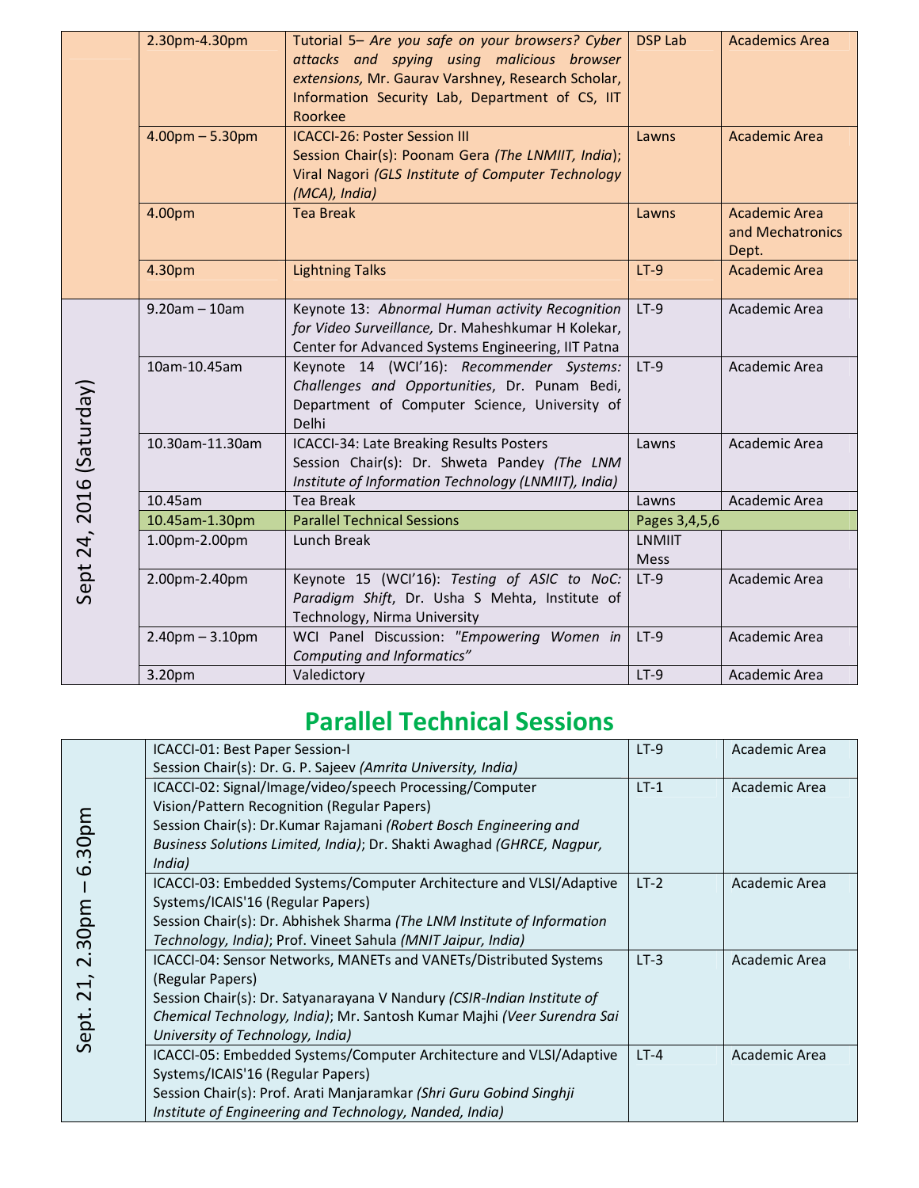| | Time | Event | Venue | Location |
|---|---|---|---|---|
| | 2.30pm-4.30pm | Tutorial 5– *Are you safe on your browsers? Cyber attacks and spying using malicious browser extensions,* Mr. Gaurav Varshney, Research Scholar, Information Security Lab, Department of CS, IIT Roorkee | DSP Lab | Academics Area |
| | 4.00pm – 5.30pm | ICACCI-26: Poster Session III<br>Session Chair(s): Poonam Gera *(The LNMIIT, India)*; Viral Nagori *(GLS Institute of Computer Technology (MCA), India)* | Lawns | Academic Area |
| | 4.00pm | Tea Break | Lawns | Academic Area and Mechatronics Dept. |
| | 4.30pm | Lightning Talks | LT-9 | Academic Area |
| Sept 24, 2016 (Saturday) | 9.20am – 10am | Keynote 13: *Abnormal Human activity Recognition for Video Surveillance,* Dr. Maheshkumar H Kolekar, Center for Advanced Systems Engineering, IIT Patna | LT-9 | Academic Area |
| | 10am-10.45am | Keynote 14 (WCI'16): *Recommender Systems: Challenges and Opportunities*, Dr. Punam Bedi, Department of Computer Science, University of Delhi | LT-9 | Academic Area |
| | 10.30am-11.30am | ICACCI-34: Late Breaking Results Posters<br>Session Chair(s): Dr. Shweta Pandey *(The LNM Institute of Information Technology (LNMIIT), India)* | Lawns | Academic Area |
| | 10.45am | Tea Break | Lawns | Academic Area |
| | 10.45am-1.30pm | Parallel Technical Sessions | Pages 3,4,5,6 | |
| | 1.00pm-2.00pm | Lunch Break | LNMIIT Mess | |
| | 2.00pm-2.40pm | Keynote 15 (WCI'16): *Testing of ASIC to NoC: Paradigm Shift*, Dr. Usha S Mehta, Institute of Technology, Nirma University | LT-9 | Academic Area |
| | 2.40pm – 3.10pm | WCI Panel Discussion: *"Empowering Women in Computing and Informatics"* | LT-9 | Academic Area |
| | 3.20pm | Valedictory | LT-9 | Academic Area |

## Parallel Technical Sessions

| Date/Time | Session | Venue | Location |
|---|---|---|---|
| Sept. 21, 2.30pm – 6.30pm | ICACCI-01: Best Paper Session-I<br>Session Chair(s): Dr. G. P. Sajeev *(Amrita University, India)* | LT-9 | Academic Area |
| | ICACCI-02: Signal/Image/video/speech Processing/Computer Vision/Pattern Recognition (Regular Papers)<br>Session Chair(s): Dr.Kumar Rajamani *(Robert Bosch Engineering and Business Solutions Limited, India)*; Dr. Shakti Awaghad *(GHRCE, Nagpur, India)* | LT-1 | Academic Area |
| | ICACCI-03: Embedded Systems/Computer Architecture and VLSI/Adaptive Systems/ICAIS'16 (Regular Papers)<br>Session Chair(s): Dr. Abhishek Sharma *(The LNM Institute of Information Technology, India)*; Prof. Vineet Sahula *(MNIT Jaipur, India)* | LT-2 | Academic Area |
| | ICACCI-04: Sensor Networks, MANETs and VANETs/Distributed Systems (Regular Papers)<br>Session Chair(s): Dr. Satyanarayana V Nandury *(CSIR-Indian Institute of Chemical Technology, India)*; Mr. Santosh Kumar Majhi *(Veer Surendra Sai University of Technology, India)* | LT-3 | Academic Area |
| | ICACCI-05: Embedded Systems/Computer Architecture and VLSI/Adaptive Systems/ICAIS'16 (Regular Papers)<br>Session Chair(s): Prof. Arati Manjaramkar *(Shri Guru Gobind Singhji Institute of Engineering and Technology, Nanded, India)* | LT-4 | Academic Area |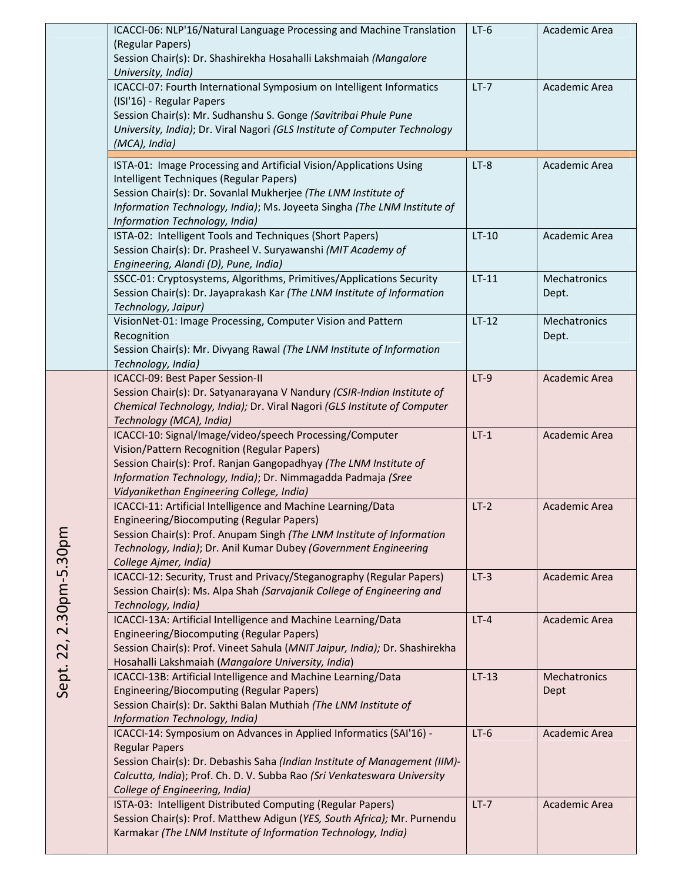| | Session | Venue | Location |
|---|---|---|---|
| | ICACCI-06: NLP'16/Natural Language Processing and Machine Translation (Regular Papers)<br>Session Chair(s): Dr. Shashirekha Hosahalli Lakshmaiah *(Mangalore University, India)* | LT-6 | Academic Area |
| | ICACCI-07: Fourth International Symposium on Intelligent Informatics (ISI'16) - Regular Papers<br>Session Chair(s): Mr. Sudhanshu S. Gonge *(Savitribai Phule Pune University, India)*; Dr. Viral Nagori *(GLS Institute of Computer Technology (MCA), India)* | LT-7 | Academic Area |
| | ISTA-01: Image Processing and Artificial Vision/Applications Using Intelligent Techniques (Regular Papers)<br>Session Chair(s): Dr. Sovanlal Mukherjee *(The LNM Institute of Information Technology, India)*; Ms. Joyeeta Singha *(The LNM Institute of Information Technology, India)* | LT-8 | Academic Area |
| | ISTA-02: Intelligent Tools and Techniques (Short Papers)<br>Session Chair(s): Dr. Prasheel V. Suryawanshi *(MIT Academy of Engineering, Alandi (D), Pune, India)* | LT-10 | Academic Area |
| | SSCC-01: Cryptosystems, Algorithms, Primitives/Applications Security<br>Session Chair(s): Dr. Jayaprakash Kar *(The LNM Institute of Information Technology, Jaipur)* | LT-11 | Mechatronics Dept. |
| | VisionNet-01: Image Processing, Computer Vision and Pattern Recognition<br>Session Chair(s): Mr. Divyang Rawal *(The LNM Institute of Information Technology, India)* | LT-12 | Mechatronics Dept. |
| Sept. 22, 2.30pm-5.30pm | ICACCI-09: Best Paper Session-II<br>Session Chair(s): Dr. Satyanarayana V Nandury *(CSIR-Indian Institute of Chemical Technology, India);* Dr. Viral Nagori *(GLS Institute of Computer Technology (MCA), India)* | LT-9 | Academic Area |
| | ICACCI-10: Signal/Image/video/speech Processing/Computer Vision/Pattern Recognition (Regular Papers)<br>Session Chair(s): Prof. Ranjan Gangopadhyay *(The LNM Institute of Information Technology, India)*; Dr. Nimmagadda Padmaja *(Sree Vidyanikethan Engineering College, India)* | LT-1 | Academic Area |
| | ICACCI-11: Artificial Intelligence and Machine Learning/Data Engineering/Biocomputing (Regular Papers)<br>Session Chair(s): Prof. Anupam Singh *(The LNM Institute of Information Technology, India)*; Dr. Anil Kumar Dubey *(Government Engineering College Ajmer, India)* | LT-2 | Academic Area |
| | ICACCI-12: Security, Trust and Privacy/Steganography (Regular Papers)<br>Session Chair(s): Ms. Alpa Shah *(Sarvajanik College of Engineering and Technology, India)* | LT-3 | Academic Area |
| | ICACCI-13A: Artificial Intelligence and Machine Learning/Data Engineering/Biocomputing (Regular Papers)<br>Session Chair(s): Prof. Vineet Sahula (*MNIT Jaipur, India);* Dr. Shashirekha Hosahalli Lakshmaiah (*Mangalore University, India*) | LT-4 | Academic Area |
| | ICACCI-13B: Artificial Intelligence and Machine Learning/Data Engineering/Biocomputing (Regular Papers)<br>Session Chair(s): Dr. Sakthi Balan Muthiah *(The LNM Institute of Information Technology, India)* | LT-13 | Mechatronics Dept |
| | ICACCI-14: Symposium on Advances in Applied Informatics (SAI'16) - Regular Papers<br>Session Chair(s): Dr. Debashis Saha *(Indian Institute of Management (IIM)-Calcutta, India*); Prof. Ch. D. V. Subba Rao *(Sri Venkateswara University College of Engineering, India)* | LT-6 | Academic Area |
| | ISTA-03: Intelligent Distributed Computing (Regular Papers)<br>Session Chair(s): Prof. Matthew Adigun (*YES, South Africa);* Mr. Purnendu Karmakar *(The LNM Institute of Information Technology, India)* | LT-7 | Academic Area |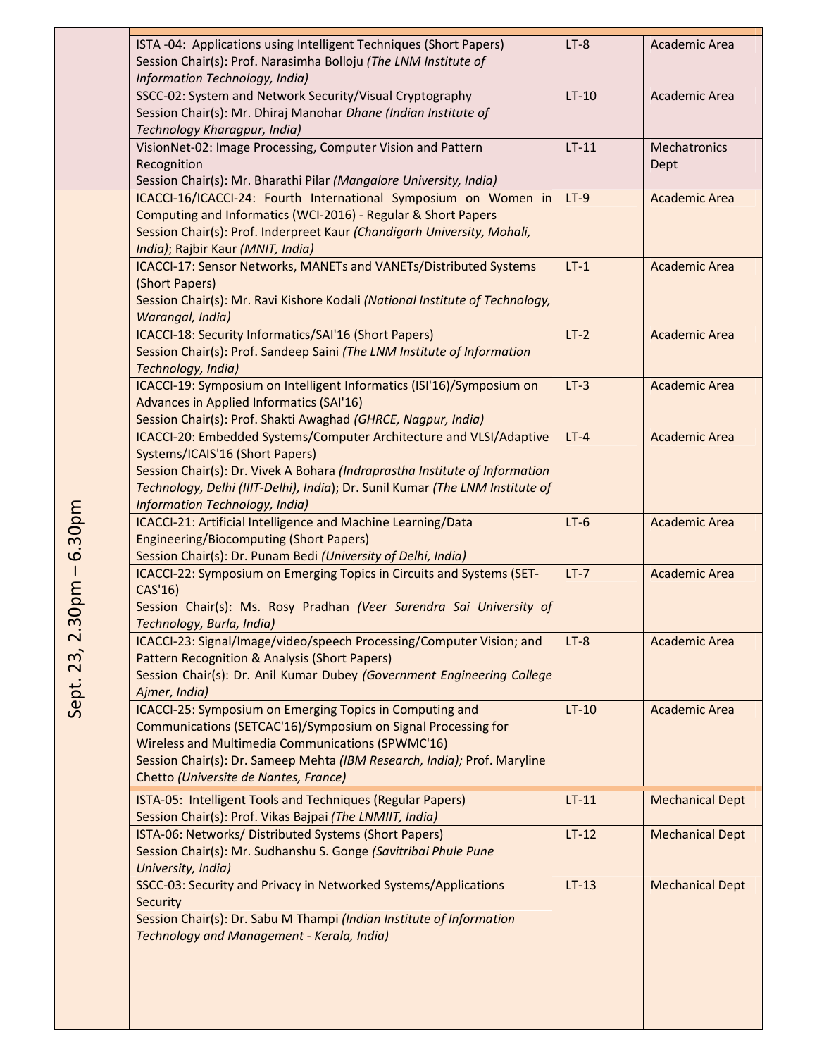| | Session | Venue | Location |
|---|---|---|---|
| | ISTA -04: Applications using Intelligent Techniques (Short Papers)<br>Session Chair(s): Prof. Narasimha Bolloju *(The LNM Institute of Information Technology, India)* | LT-8 | Academic Area |
| | SSCC-02: System and Network Security/Visual Cryptography<br>Session Chair(s): Mr. Dhiraj Manohar *Dhane (Indian Institute of Technology Kharagpur, India)* | LT-10 | Academic Area |
| | VisionNet-02: Image Processing, Computer Vision and Pattern Recognition<br>Session Chair(s): Mr. Bharathi Pilar *(Mangalore University, India)* | LT-11 | Mechatronics Dept |
| Sept. 23, 2.30pm – 6.30pm | ICACCI-16/ICACCI-24: Fourth International Symposium on Women in Computing and Informatics (WCI-2016) - Regular & Short Papers<br>Session Chair(s): Prof. Inderpreet Kaur *(Chandigarh University, Mohali, India)*; Rajbir Kaur *(MNIT, India)* | LT-9 | Academic Area |
| | ICACCI-17: Sensor Networks, MANETs and VANETs/Distributed Systems (Short Papers)<br>Session Chair(s): Mr. Ravi Kishore Kodali *(National Institute of Technology, Warangal, India)* | LT-1 | Academic Area |
| | ICACCI-18: Security Informatics/SAI'16 (Short Papers)<br>Session Chair(s): Prof. Sandeep Saini *(The LNM Institute of Information Technology, India)* | LT-2 | Academic Area |
| | ICACCI-19: Symposium on Intelligent Informatics (ISI'16)/Symposium on Advances in Applied Informatics (SAI'16)<br>Session Chair(s): Prof. Shakti Awaghad *(GHRCE, Nagpur, India)* | LT-3 | Academic Area |
| | ICACCI-20: Embedded Systems/Computer Architecture and VLSI/Adaptive Systems/ICAIS'16 (Short Papers)<br>Session Chair(s): Dr. Vivek A Bohara *(Indraprastha Institute of Information Technology, Delhi (IIIT-Delhi), India)*; Dr. Sunil Kumar *(The LNM Institute of Information Technology, India)* | LT-4 | Academic Area |
| | ICACCI-21: Artificial Intelligence and Machine Learning/Data Engineering/Biocomputing (Short Papers)<br>Session Chair(s): Dr. Punam Bedi *(University of Delhi, India)* | LT-6 | Academic Area |
| | ICACCI-22: Symposium on Emerging Topics in Circuits and Systems (SET-CAS'16)<br>Session Chair(s): Ms. Rosy Pradhan *(Veer Surendra Sai University of Technology, Burla, India)* | LT-7 | Academic Area |
| | ICACCI-23: Signal/Image/video/speech Processing/Computer Vision; and Pattern Recognition & Analysis (Short Papers)<br>Session Chair(s): Dr. Anil Kumar Dubey *(Government Engineering College Ajmer, India)* | LT-8 | Academic Area |
| | ICACCI-25: Symposium on Emerging Topics in Computing and Communications (SETCAC'16)/Symposium on Signal Processing for Wireless and Multimedia Communications (SPWMC'16)<br>Session Chair(s): Dr. Sameep Mehta *(IBM Research, India);* Prof. Maryline Chetto *(Universite de Nantes, France)* | LT-10 | Academic Area |
| | ISTA-05: Intelligent Tools and Techniques (Regular Papers)<br>Session Chair(s): Prof. Vikas Bajpai *(The LNMIIT, India)* | LT-11 | Mechanical Dept |
| | ISTA-06: Networks/ Distributed Systems (Short Papers)<br>Session Chair(s): Mr. Sudhanshu S. Gonge *(Savitribai Phule Pune University, India)* | LT-12 | Mechanical Dept |
| | SSCC-03: Security and Privacy in Networked Systems/Applications Security<br>Session Chair(s): Dr. Sabu M Thampi *(Indian Institute of Information Technology and Management - Kerala, India)* | LT-13 | Mechanical Dept |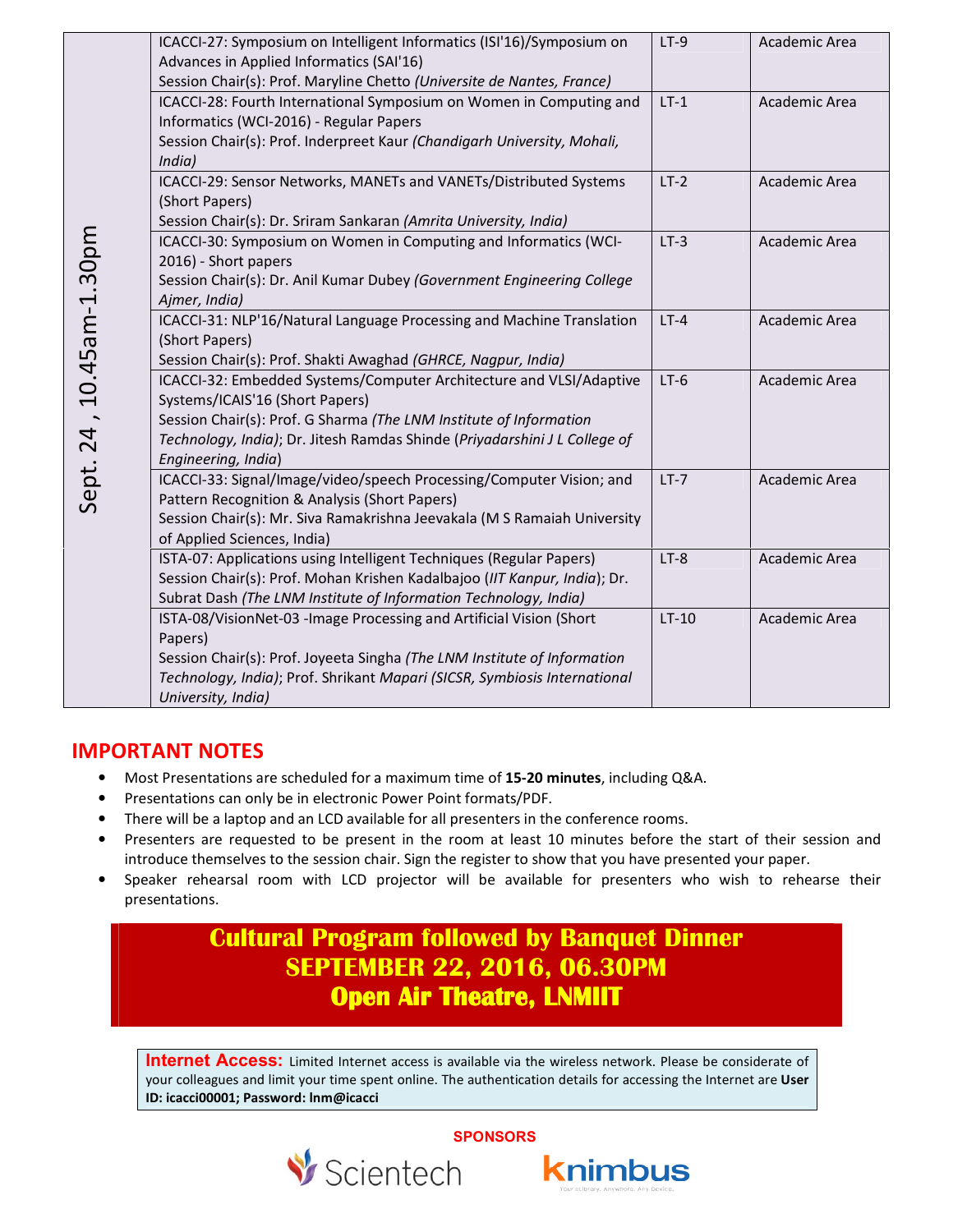| | | | |
|---|---|---|---|
| Sept. 24 , 10.45am-1.30pm | ICACCI-27: Symposium on Intelligent Informatics (ISI'16)/Symposium on Advances in Applied Informatics (SAI'16)<br>Session Chair(s): Prof. Maryline Chetto *(Universite de Nantes, France)* | LT-9 | Academic Area |
| | ICACCI-28: Fourth International Symposium on Women in Computing and Informatics (WCI-2016) - Regular Papers<br>Session Chair(s): Prof. Inderpreet Kaur *(Chandigarh University, Mohali, India)* | LT-1 | Academic Area |
| | ICACCI-29: Sensor Networks, MANETs and VANETs/Distributed Systems (Short Papers)<br>Session Chair(s): Dr. Sriram Sankaran *(Amrita University, India)* | LT-2 | Academic Area |
| | ICACCI-30: Symposium on Women in Computing and Informatics (WCI-2016) - Short papers<br>Session Chair(s): Dr. Anil Kumar Dubey *(Government Engineering College Ajmer, India)* | LT-3 | Academic Area |
| | ICACCI-31: NLP'16/Natural Language Processing and Machine Translation (Short Papers)<br>Session Chair(s): Prof. Shakti Awaghad *(GHRCE, Nagpur, India)* | LT-4 | Academic Area |
| | ICACCI-32: Embedded Systems/Computer Architecture and VLSI/Adaptive Systems/ICAIS'16 (Short Papers)<br>Session Chair(s): Prof. G Sharma *(The LNM Institute of Information Technology, India)*; Dr. Jitesh Ramdas Shinde (*Priyadarshini J L College of Engineering, India*) | LT-6 | Academic Area |
| | ICACCI-33: Signal/Image/video/speech Processing/Computer Vision; and Pattern Recognition & Analysis (Short Papers)<br>Session Chair(s): Mr. Siva Ramakrishna Jeevakala (M S Ramaiah University of Applied Sciences, India) | LT-7 | Academic Area |
| | ISTA-07: Applications using Intelligent Techniques (Regular Papers)<br>Session Chair(s): Prof. Mohan Krishen Kadalbajoo (*IIT Kanpur, India*); Dr. Subrat Dash *(The LNM Institute of Information Technology, India)* | LT-8 | Academic Area |
| | ISTA-08/VisionNet-03 -Image Processing and Artificial Vision (Short Papers)<br>Session Chair(s): Prof. Joyeeta Singha *(The LNM Institute of Information Technology, India)*; Prof. Shrikant *Mapari (SICSR, Symbiosis International University, India)* | LT-10 | Academic Area |

## IMPORTANT NOTES

- Most Presentations are scheduled for a maximum time of **15-20 minutes**, including Q&A.
- Presentations can only be in electronic Power Point formats/PDF.
- There will be a laptop and an LCD available for all presenters in the conference rooms.
- Presenters are requested to be present in the room at least 10 minutes before the start of their session and introduce themselves to the session chair. Sign the register to show that you have presented your paper.
- Speaker rehearsal room with LCD projector will be available for presenters who wish to rehearse their presentations.

**Cultural Program followed by Banquet Dinner**
**SEPTEMBER 22, 2016, 06.30PM**
**Open Air Theatre, LNMIIT**

**Internet Access:** Limited Internet access is available via the wireless network. Please be considerate of your colleagues and limit your time spent online. The authentication details for accessing the Internet are **User ID: icacci00001; Password: lnm@icacci**

**SPONSORS**

Scientech

knimbus